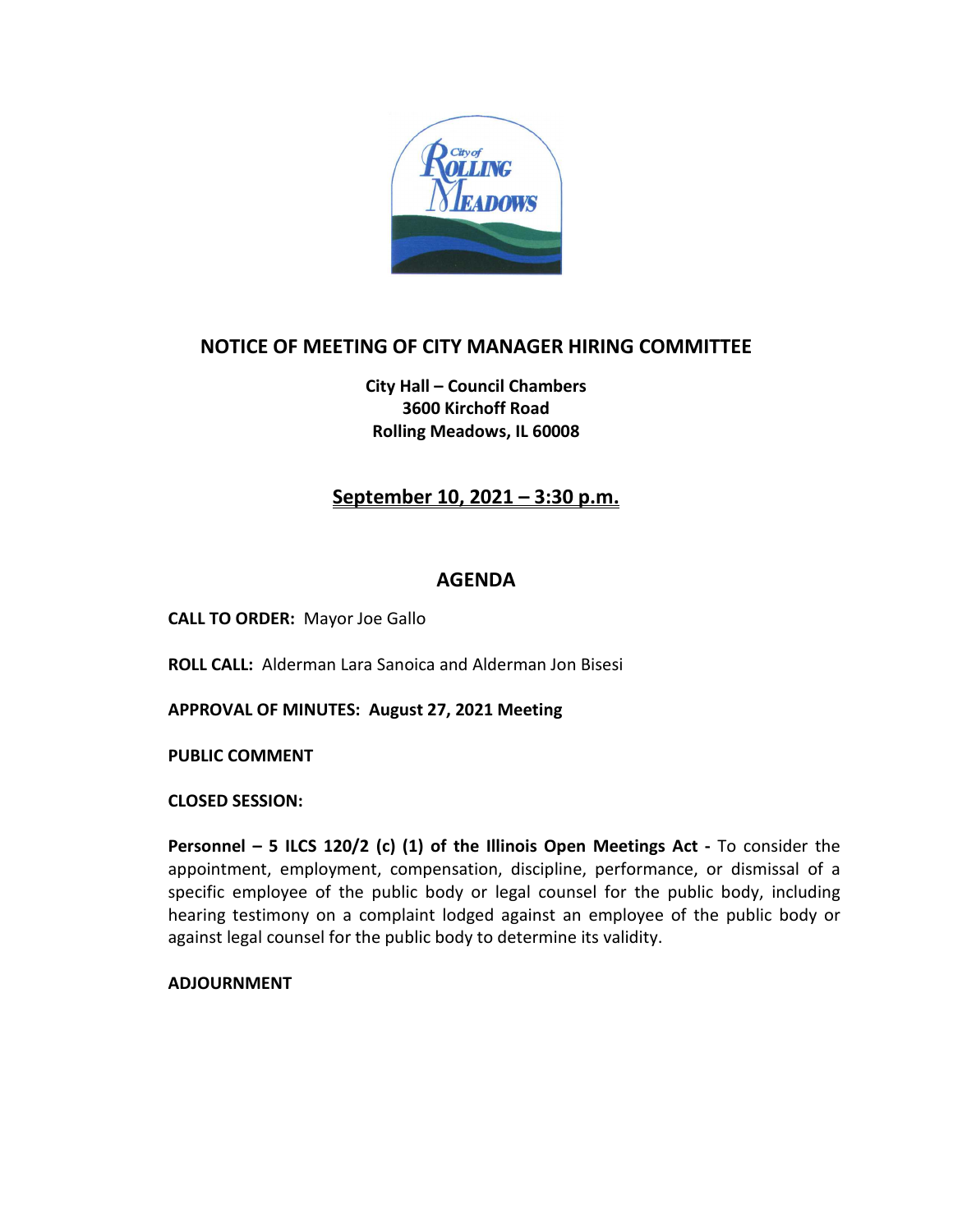# NOTICE OF MEETING OF CITY MANAGER HIRING COMMITTEE

**City Hall – Council Chambers**
**3600 Kirchoff Road**
**Rolling Meadows, IL 60008**

## September 10, 2021 – 3:30 p.m.

## AGENDA

**CALL TO ORDER:** Mayor Joe Gallo

**ROLL CALL:** Alderman Lara Sanoica and Alderman Jon Bisesi

**APPROVAL OF MINUTES: August 27, 2021 Meeting**

**PUBLIC COMMENT**

**CLOSED SESSION:**

**Personnel – 5 ILCS 120/2 (c) (1) of the Illinois Open Meetings Act -** To consider the appointment, employment, compensation, discipline, performance, or dismissal of a specific employee of the public body or legal counsel for the public body, including hearing testimony on a complaint lodged against an employee of the public body or against legal counsel for the public body to determine its validity.

**ADJOURNMENT**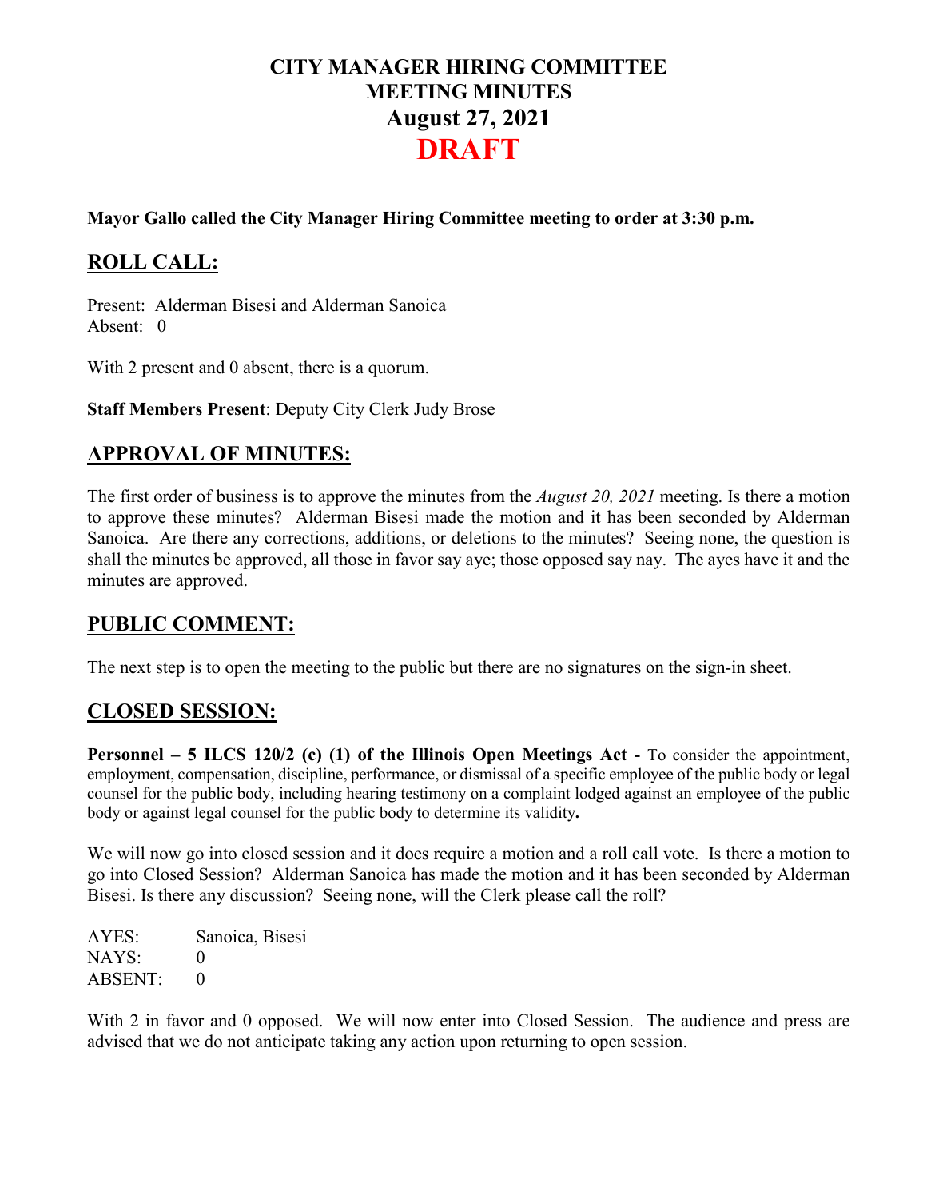# CITY MANAGER HIRING COMMITTEE
# MEETING MINUTES
# August 27, 2021
# DRAFT

**Mayor Gallo called the City Manager Hiring Committee meeting to order at 3:30 p.m.**

## ROLL CALL:

Present: Alderman Bisesi and Alderman Sanoica
Absent: 0

With 2 present and 0 absent, there is a quorum.

**Staff Members Present**: Deputy City Clerk Judy Brose

## APPROVAL OF MINUTES:

The first order of business is to approve the minutes from the *August 20, 2021* meeting. Is there a motion to approve these minutes? Alderman Bisesi made the motion and it has been seconded by Alderman Sanoica. Are there any corrections, additions, or deletions to the minutes? Seeing none, the question is shall the minutes be approved, all those in favor say aye; those opposed say nay. The ayes have it and the minutes are approved.

## PUBLIC COMMENT:

The next step is to open the meeting to the public but there are no signatures on the sign-in sheet.

## CLOSED SESSION:

**Personnel – 5 ILCS 120/2 (c) (1) of the Illinois Open Meetings Act -** To consider the appointment, employment, compensation, discipline, performance, or dismissal of a specific employee of the public body or legal counsel for the public body, including hearing testimony on a complaint lodged against an employee of the public body or against legal counsel for the public body to determine its validity**.**

We will now go into closed session and it does require a motion and a roll call vote. Is there a motion to go into Closed Session? Alderman Sanoica has made the motion and it has been seconded by Alderman Bisesi. Is there any discussion? Seeing none, will the Clerk please call the roll?

AYES: Sanoica, Bisesi
NAYS: 0
ABSENT: 0

With 2 in favor and 0 opposed. We will now enter into Closed Session. The audience and press are advised that we do not anticipate taking any action upon returning to open session.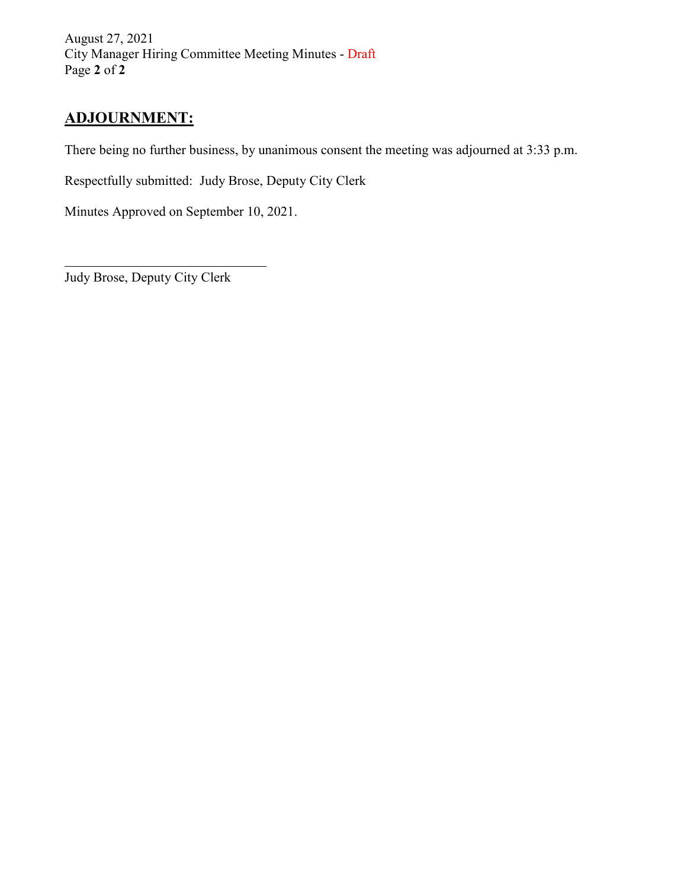## ADJOURNMENT:

There being no further business, by unanimous consent the meeting was adjourned at 3:33 p.m.

Respectfully submitted: Judy Brose, Deputy City Clerk

Minutes Approved on September 10, 2021.

_______________________________
Judy Brose, Deputy City Clerk